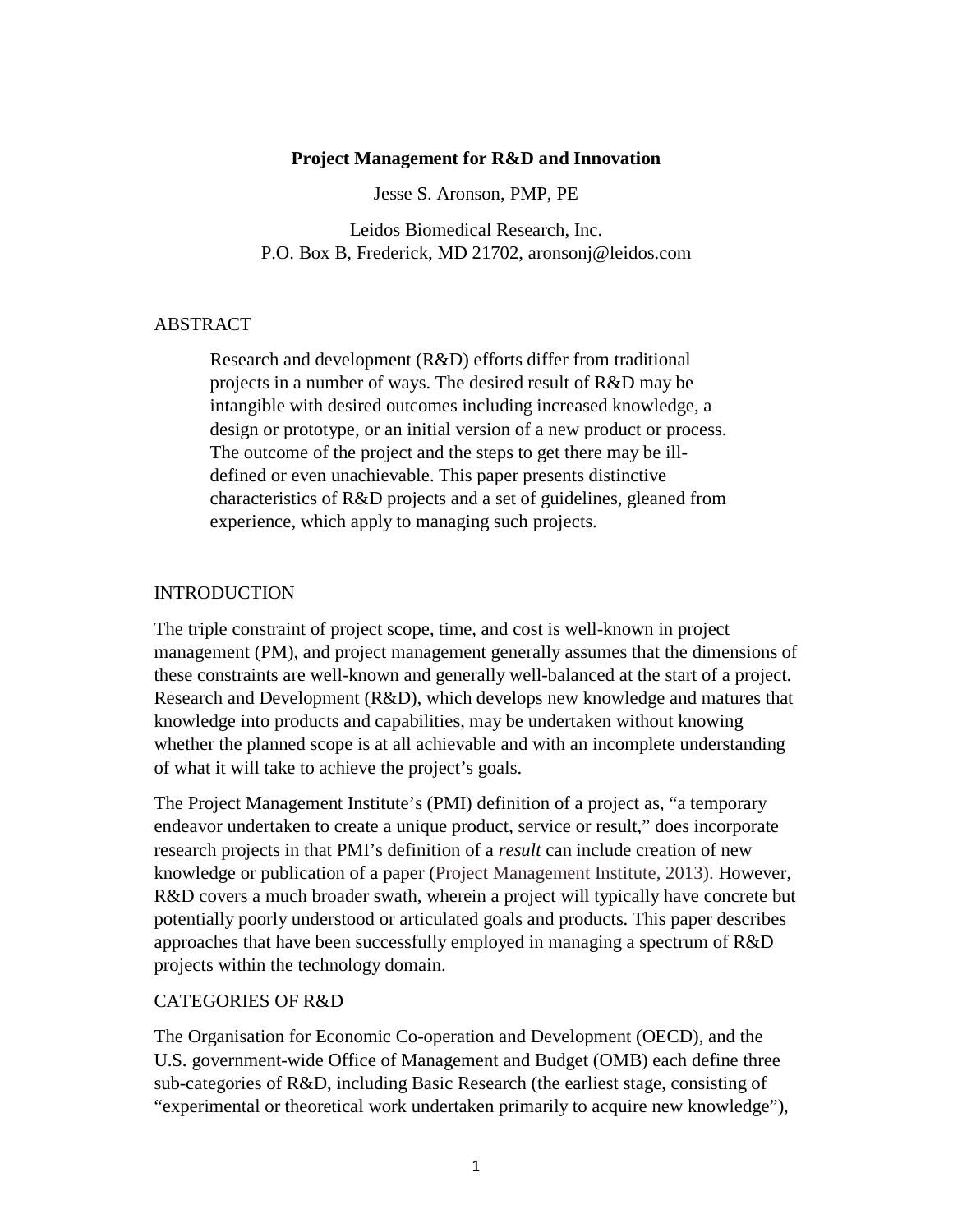# Project Management for R&D and Innovation

Jesse S. Aronson, PMP, PE

Leidos Biomedical Research, Inc.
P.O. Box B, Frederick, MD 21702, aronsonj@leidos.com

## ABSTRACT

> Research and development (R&D) efforts differ from traditional projects in a number of ways. The desired result of R&D may be intangible with desired outcomes including increased knowledge, a design or prototype, or an initial version of a new product or process. The outcome of the project and the steps to get there may be ill-defined or even unachievable. This paper presents distinctive characteristics of R&D projects and a set of guidelines, gleaned from experience, which apply to managing such projects.

## INTRODUCTION

The triple constraint of project scope, time, and cost is well-known in project management (PM), and project management generally assumes that the dimensions of these constraints are well-known and generally well-balanced at the start of a project. Research and Development (R&D), which develops new knowledge and matures that knowledge into products and capabilities, may be undertaken without knowing whether the planned scope is at all achievable and with an incomplete understanding of what it will take to achieve the project's goals.

The Project Management Institute's (PMI) definition of a project as, "a temporary endeavor undertaken to create a unique product, service or result," does incorporate research projects in that PMI's definition of a *result* can include creation of new knowledge or publication of a paper (Project Management Institute, 2013). However, R&D covers a much broader swath, wherein a project will typically have concrete but potentially poorly understood or articulated goals and products. This paper describes approaches that have been successfully employed in managing a spectrum of R&D projects within the technology domain.

## CATEGORIES OF R&D

The Organisation for Economic Co-operation and Development (OECD), and the U.S. government-wide Office of Management and Budget (OMB) each define three sub-categories of R&D, including Basic Research (the earliest stage, consisting of "experimental or theoretical work undertaken primarily to acquire new knowledge"),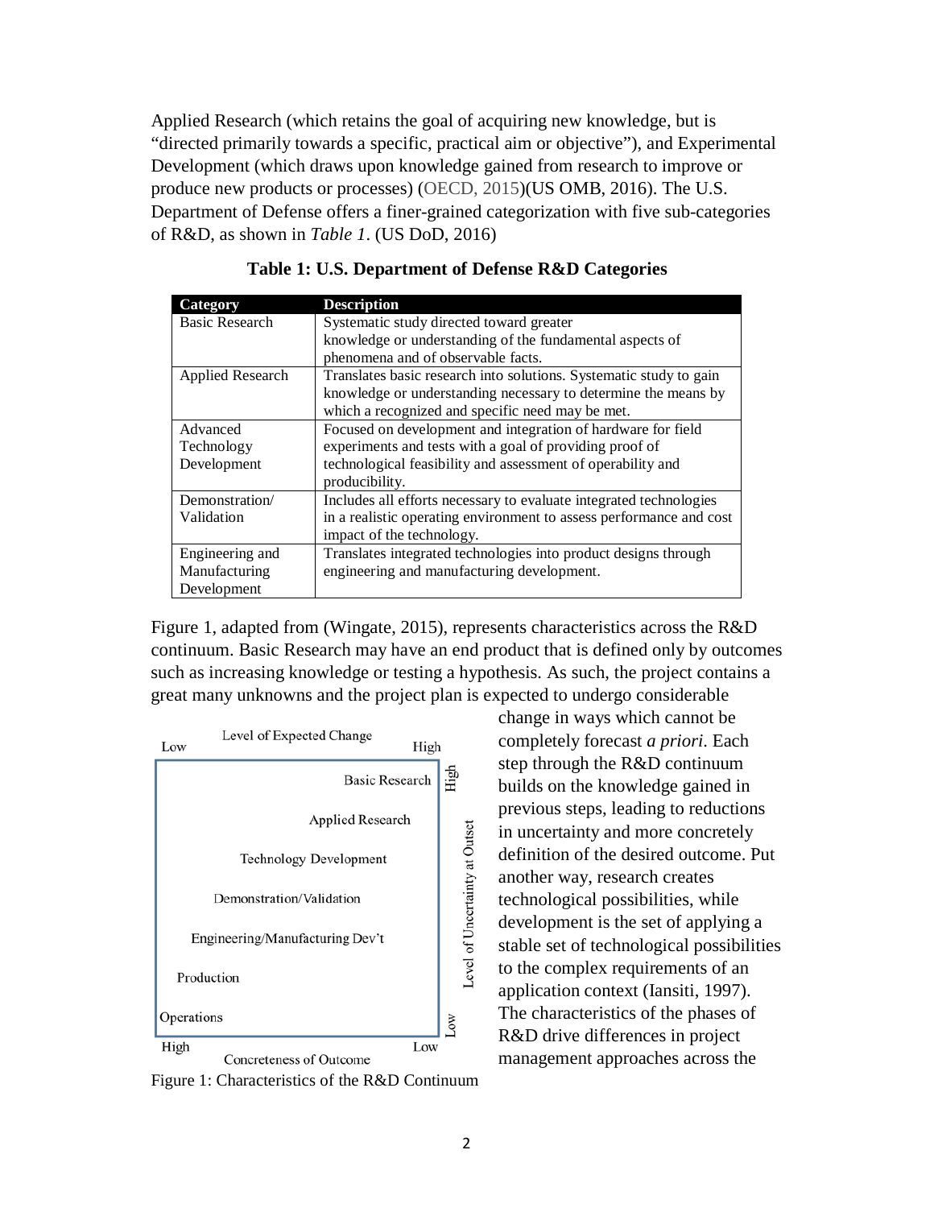Applied Research (which retains the goal of acquiring new knowledge, but is "directed primarily towards a specific, practical aim or objective"), and Experimental Development (which draws upon knowledge gained from research to improve or produce new products or processes) (OECD, 2015)(US OMB, 2016). The U.S. Department of Defense offers a finer-grained categorization with five sub-categories of R&D, as shown in *Table 1*. (US DoD, 2016)

**Table 1: U.S. Department of Defense R&D Categories**

| Category | Description |
|---|---|
| Basic Research | Systematic study directed toward greater knowledge or understanding of the fundamental aspects of phenomena and of observable facts. |
| Applied Research | Translates basic research into solutions. Systematic study to gain knowledge or understanding necessary to determine the means by which a recognized and specific need may be met. |
| Advanced Technology Development | Focused on development and integration of hardware for field experiments and tests with a goal of providing proof of technological feasibility and assessment of operability and producibility. |
| Demonstration/ Validation | Includes all efforts necessary to evaluate integrated technologies in a realistic operating environment to assess performance and cost impact of the technology. |
| Engineering and Manufacturing Development | Translates integrated technologies into product designs through engineering and manufacturing development. |

Figure 1, adapted from (Wingate, 2015), represents characteristics across the R&D continuum. Basic Research may have an end product that is defined only by outcomes such as increasing knowledge or testing a hypothesis. As such, the project contains a great many unknowns and the project plan is expected to undergo considerable change in ways which cannot be completely forecast *a priori*. Each step through the R&D continuum builds on the knowledge gained in previous steps, leading to reductions in uncertainty and more concretely definition of the desired outcome. Put another way, research creates technological possibilities, while development is the set of applying a stable set of technological possibilities to the complex requirements of an application context (Iansiti, 1997). The characteristics of the phases of R&D drive differences in project management approaches across the

Level of Expected Change
Low
High
Basic Research
Applied Research
Technology Development
Demonstration/Validation
Engineering/Manufacturing Dev't
Production
Operations
Level of Uncertainty at Outset
High
Low
High
Low
Concreteness of Outcome

Figure 1: Characteristics of the R&D Continuum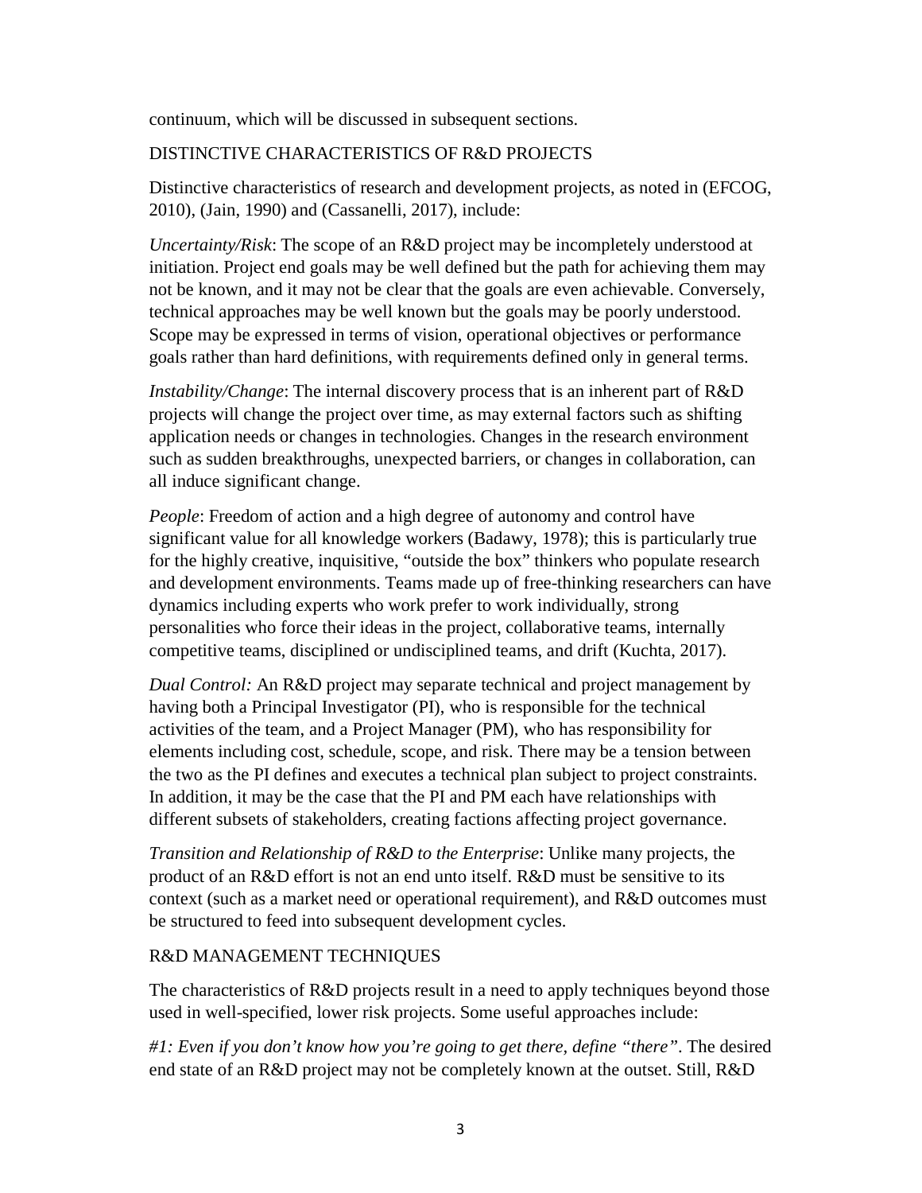continuum, which will be discussed in subsequent sections.

## DISTINCTIVE CHARACTERISTICS OF R&D PROJECTS

Distinctive characteristics of research and development projects, as noted in (EFCOG, 2010), (Jain, 1990) and (Cassanelli, 2017), include:

*Uncertainty/Risk*: The scope of an R&D project may be incompletely understood at initiation. Project end goals may be well defined but the path for achieving them may not be known, and it may not be clear that the goals are even achievable. Conversely, technical approaches may be well known but the goals may be poorly understood. Scope may be expressed in terms of vision, operational objectives or performance goals rather than hard definitions, with requirements defined only in general terms.

*Instability/Change*: The internal discovery process that is an inherent part of R&D projects will change the project over time, as may external factors such as shifting application needs or changes in technologies. Changes in the research environment such as sudden breakthroughs, unexpected barriers, or changes in collaboration, can all induce significant change.

*People*: Freedom of action and a high degree of autonomy and control have significant value for all knowledge workers (Badawy, 1978); this is particularly true for the highly creative, inquisitive, "outside the box" thinkers who populate research and development environments. Teams made up of free-thinking researchers can have dynamics including experts who work prefer to work individually, strong personalities who force their ideas in the project, collaborative teams, internally competitive teams, disciplined or undisciplined teams, and drift (Kuchta, 2017).

*Dual Control:* An R&D project may separate technical and project management by having both a Principal Investigator (PI), who is responsible for the technical activities of the team, and a Project Manager (PM), who has responsibility for elements including cost, schedule, scope, and risk. There may be a tension between the two as the PI defines and executes a technical plan subject to project constraints. In addition, it may be the case that the PI and PM each have relationships with different subsets of stakeholders, creating factions affecting project governance.

*Transition and Relationship of R&D to the Enterprise*: Unlike many projects, the product of an R&D effort is not an end unto itself. R&D must be sensitive to its context (such as a market need or operational requirement), and R&D outcomes must be structured to feed into subsequent development cycles.

## R&D MANAGEMENT TECHNIQUES

The characteristics of R&D projects result in a need to apply techniques beyond those used in well-specified, lower risk projects. Some useful approaches include:

*#1: Even if you don't know how you're going to get there, define "there"*. The desired end state of an R&D project may not be completely known at the outset. Still, R&D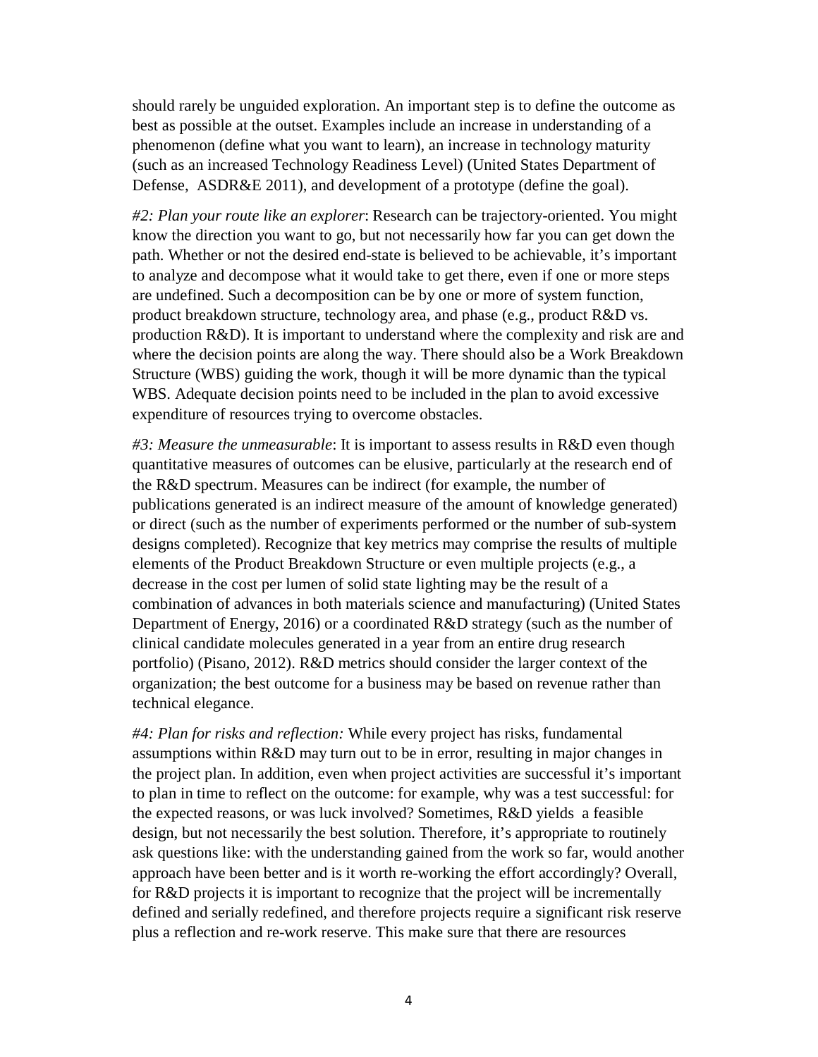should rarely be unguided exploration. An important step is to define the outcome as best as possible at the outset. Examples include an increase in understanding of a phenomenon (define what you want to learn), an increase in technology maturity (such as an increased Technology Readiness Level) (United States Department of Defense, ASDR&E 2011), and development of a prototype (define the goal).

*#2: Plan your route like an explorer*: Research can be trajectory-oriented. You might know the direction you want to go, but not necessarily how far you can get down the path. Whether or not the desired end-state is believed to be achievable, it's important to analyze and decompose what it would take to get there, even if one or more steps are undefined. Such a decomposition can be by one or more of system function, product breakdown structure, technology area, and phase (e.g., product R&D vs. production R&D). It is important to understand where the complexity and risk are and where the decision points are along the way. There should also be a Work Breakdown Structure (WBS) guiding the work, though it will be more dynamic than the typical WBS. Adequate decision points need to be included in the plan to avoid excessive expenditure of resources trying to overcome obstacles.

*#3: Measure the unmeasurable*: It is important to assess results in R&D even though quantitative measures of outcomes can be elusive, particularly at the research end of the R&D spectrum. Measures can be indirect (for example, the number of publications generated is an indirect measure of the amount of knowledge generated) or direct (such as the number of experiments performed or the number of sub-system designs completed). Recognize that key metrics may comprise the results of multiple elements of the Product Breakdown Structure or even multiple projects (e.g., a decrease in the cost per lumen of solid state lighting may be the result of a combination of advances in both materials science and manufacturing) (United States Department of Energy, 2016) or a coordinated R&D strategy (such as the number of clinical candidate molecules generated in a year from an entire drug research portfolio) (Pisano, 2012). R&D metrics should consider the larger context of the organization; the best outcome for a business may be based on revenue rather than technical elegance.

*#4: Plan for risks and reflection:* While every project has risks, fundamental assumptions within R&D may turn out to be in error, resulting in major changes in the project plan. In addition, even when project activities are successful it's important to plan in time to reflect on the outcome: for example, why was a test successful: for the expected reasons, or was luck involved? Sometimes, R&D yields a feasible design, but not necessarily the best solution. Therefore, it's appropriate to routinely ask questions like: with the understanding gained from the work so far, would another approach have been better and is it worth re-working the effort accordingly? Overall, for R&D projects it is important to recognize that the project will be incrementally defined and serially redefined, and therefore projects require a significant risk reserve plus a reflection and re-work reserve. This make sure that there are resources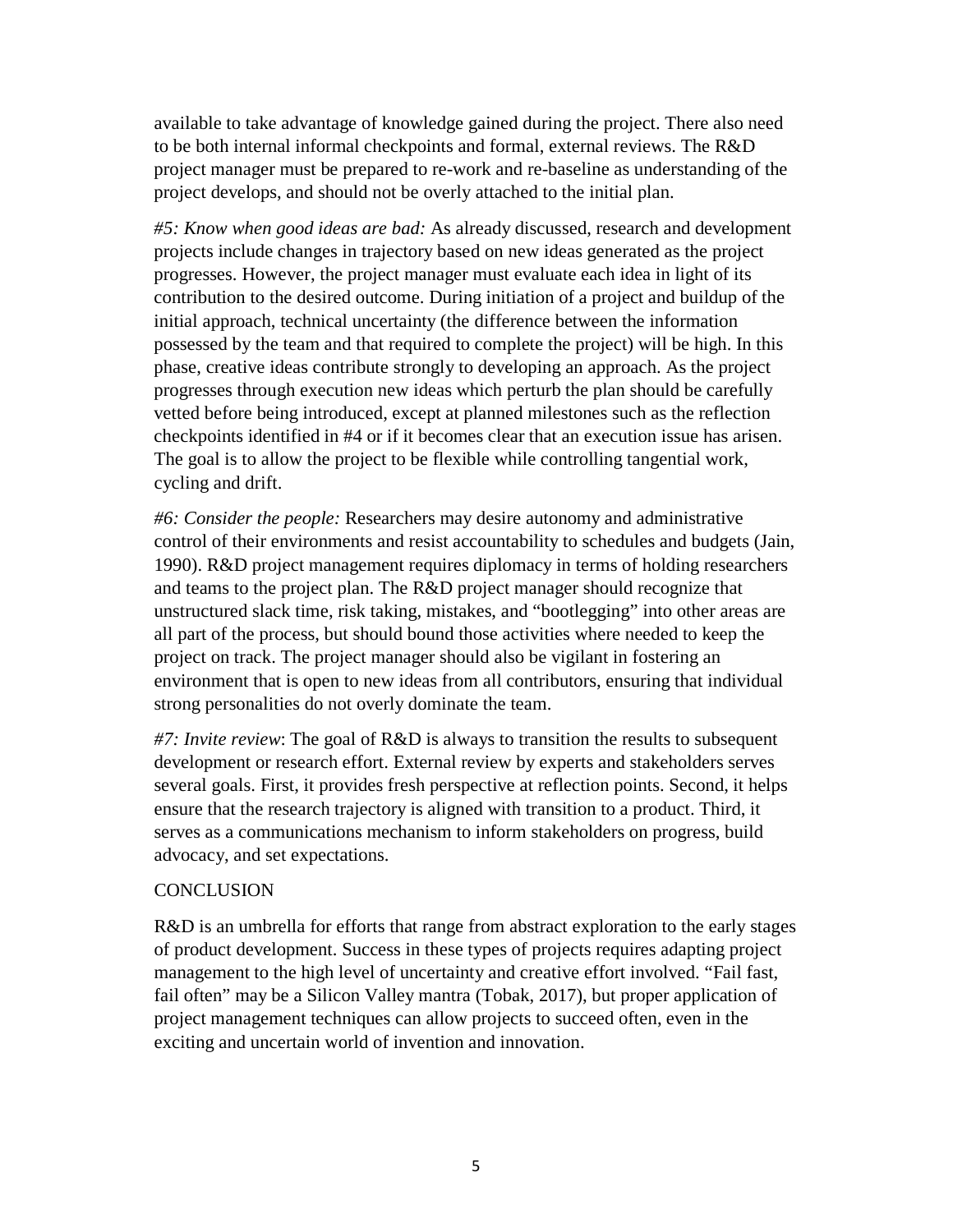available to take advantage of knowledge gained during the project. There also need to be both internal informal checkpoints and formal, external reviews. The R&D project manager must be prepared to re-work and re-baseline as understanding of the project develops, and should not be overly attached to the initial plan.

*#5: Know when good ideas are bad:* As already discussed, research and development projects include changes in trajectory based on new ideas generated as the project progresses. However, the project manager must evaluate each idea in light of its contribution to the desired outcome. During initiation of a project and buildup of the initial approach, technical uncertainty (the difference between the information possessed by the team and that required to complete the project) will be high. In this phase, creative ideas contribute strongly to developing an approach. As the project progresses through execution new ideas which perturb the plan should be carefully vetted before being introduced, except at planned milestones such as the reflection checkpoints identified in #4 or if it becomes clear that an execution issue has arisen. The goal is to allow the project to be flexible while controlling tangential work, cycling and drift.

*#6: Consider the people:* Researchers may desire autonomy and administrative control of their environments and resist accountability to schedules and budgets (Jain, 1990). R&D project management requires diplomacy in terms of holding researchers and teams to the project plan. The R&D project manager should recognize that unstructured slack time, risk taking, mistakes, and "bootlegging" into other areas are all part of the process, but should bound those activities where needed to keep the project on track. The project manager should also be vigilant in fostering an environment that is open to new ideas from all contributors, ensuring that individual strong personalities do not overly dominate the team.

*#7: Invite review*: The goal of R&D is always to transition the results to subsequent development or research effort. External review by experts and stakeholders serves several goals. First, it provides fresh perspective at reflection points. Second, it helps ensure that the research trajectory is aligned with transition to a product. Third, it serves as a communications mechanism to inform stakeholders on progress, build advocacy, and set expectations.

## CONCLUSION

R&D is an umbrella for efforts that range from abstract exploration to the early stages of product development. Success in these types of projects requires adapting project management to the high level of uncertainty and creative effort involved. "Fail fast, fail often" may be a Silicon Valley mantra (Tobak, 2017), but proper application of project management techniques can allow projects to succeed often, even in the exciting and uncertain world of invention and innovation.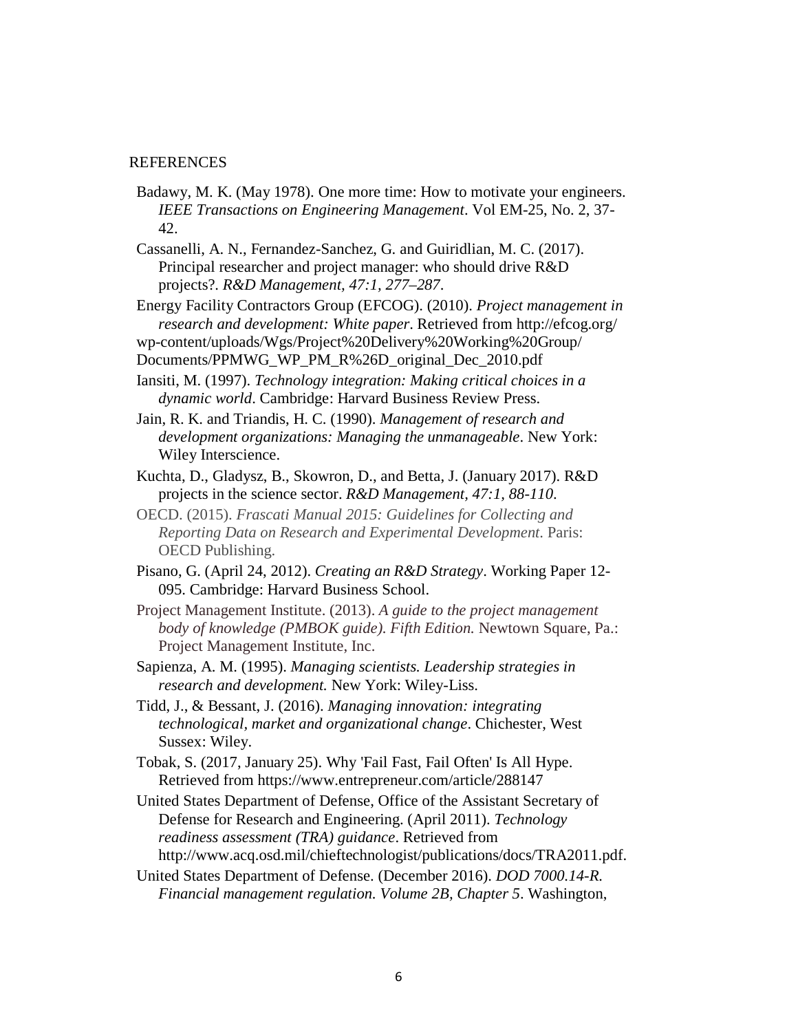## REFERENCES

Badawy, M. K. (May 1978). One more time: How to motivate your engineers. *IEEE Transactions on Engineering Management*. Vol EM-25, No. 2, 37-42.

Cassanelli, A. N., Fernandez-Sanchez, G. and Guiridlian, M. C. (2017). Principal researcher and project manager: who should drive R&D projects?. *R&D Management, 47:1, 277–287*.

Energy Facility Contractors Group (EFCOG). (2010). *Project management in research and development: White paper*. Retrieved from http://efcog.org/wp-content/uploads/Wgs/Project%20Delivery%20Working%20Group/Documents/PPMWG_WP_PM_R%26D_original_Dec_2010.pdf

Iansiti, M. (1997). *Technology integration: Making critical choices in a dynamic world*. Cambridge: Harvard Business Review Press.

Jain, R. K. and Triandis, H. C. (1990). *Management of research and development organizations: Managing the unmanageable*. New York: Wiley Interscience.

Kuchta, D., Gladysz, B., Skowron, D., and Betta, J. (January 2017). R&D projects in the science sector. *R&D Management, 47:1, 88-110*.

OECD. (2015). *Frascati Manual 2015: Guidelines for Collecting and Reporting Data on Research and Experimental Development.* Paris: OECD Publishing.

Pisano, G. (April 24, 2012). *Creating an R&D Strategy*. Working Paper 12-095. Cambridge: Harvard Business School.

Project Management Institute. (2013). *A guide to the project management body of knowledge (PMBOK guide). Fifth Edition.* Newtown Square, Pa.: Project Management Institute, Inc.

Sapienza, A. M. (1995). *Managing scientists. Leadership strategies in research and development.* New York: Wiley-Liss.

Tidd, J., & Bessant, J. (2016). *Managing innovation: integrating technological, market and organizational change*. Chichester, West Sussex: Wiley.

Tobak, S. (2017, January 25). Why 'Fail Fast, Fail Often' Is All Hype. Retrieved from https://www.entrepreneur.com/article/288147

United States Department of Defense, Office of the Assistant Secretary of Defense for Research and Engineering. (April 2011). *Technology readiness assessment (TRA) guidance*. Retrieved from http://www.acq.osd.mil/chieftechnologist/publications/docs/TRA2011.pdf.

United States Department of Defense. (December 2016). *DOD 7000.14-R. Financial management regulation. Volume 2B, Chapter 5*. Washington,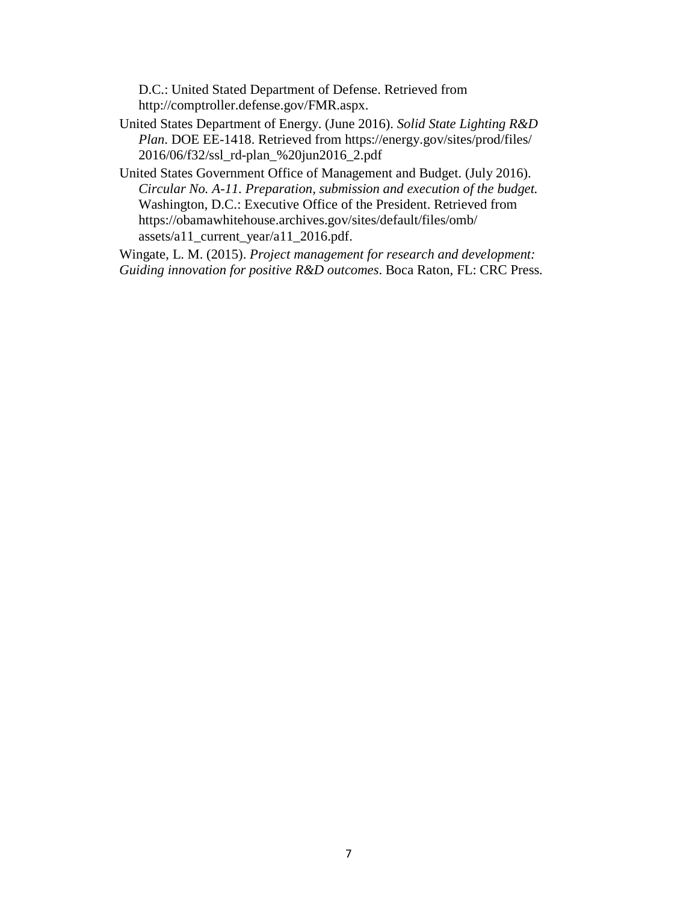D.C.: United Stated Department of Defense. Retrieved from http://comptroller.defense.gov/FMR.aspx.

United States Department of Energy. (June 2016). *Solid State Lighting R&D Plan*. DOE EE-1418. Retrieved from https://energy.gov/sites/prod/files/2016/06/f32/ssl_rd-plan_%20jun2016_2.pdf

United States Government Office of Management and Budget. (July 2016). *Circular No. A-11. Preparation, submission and execution of the budget.* Washington, D.C.: Executive Office of the President. Retrieved from https://obamawhitehouse.archives.gov/sites/default/files/omb/assets/a11_current_year/a11_2016.pdf.

Wingate, L. M. (2015). *Project management for research and development: Guiding innovation for positive R&D outcomes*. Boca Raton, FL: CRC Press.